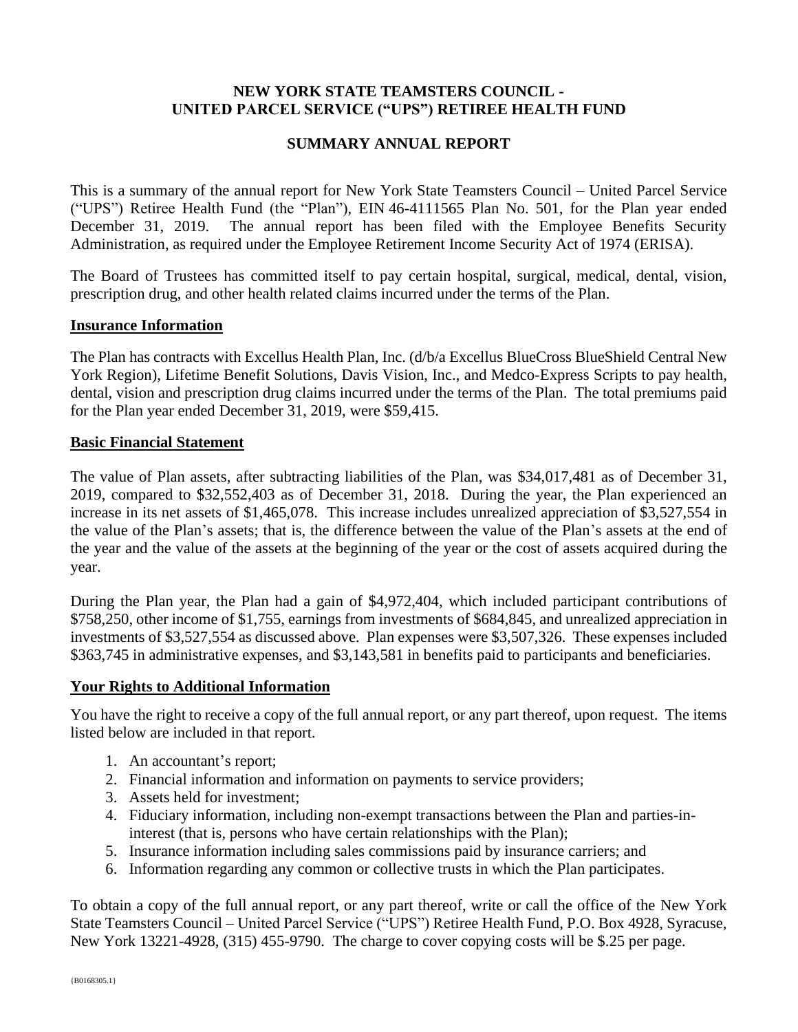# NEW YORK STATE TEAMSTERS COUNCIL - UNITED PARCEL SERVICE ("UPS") RETIREE HEALTH FUND

## SUMMARY ANNUAL REPORT

This is a summary of the annual report for New York State Teamsters Council – United Parcel Service ("UPS") Retiree Health Fund (the "Plan"), EIN 46-4111565 Plan No. 501, for the Plan year ended December 31, 2019. The annual report has been filed with the Employee Benefits Security Administration, as required under the Employee Retirement Income Security Act of 1974 (ERISA).

The Board of Trustees has committed itself to pay certain hospital, surgical, medical, dental, vision, prescription drug, and other health related claims incurred under the terms of the Plan.

### Insurance Information

The Plan has contracts with Excellus Health Plan, Inc. (d/b/a Excellus BlueCross BlueShield Central New York Region), Lifetime Benefit Solutions, Davis Vision, Inc., and Medco-Express Scripts to pay health, dental, vision and prescription drug claims incurred under the terms of the Plan. The total premiums paid for the Plan year ended December 31, 2019, were $59,415.

### Basic Financial Statement

The value of Plan assets, after subtracting liabilities of the Plan, was $34,017,481 as of December 31, 2019, compared to $32,552,403 as of December 31, 2018. During the year, the Plan experienced an increase in its net assets of $1,465,078. This increase includes unrealized appreciation of $3,527,554 in the value of the Plan's assets; that is, the difference between the value of the Plan's assets at the end of the year and the value of the assets at the beginning of the year or the cost of assets acquired during the year.

During the Plan year, the Plan had a gain of $4,972,404, which included participant contributions of $758,250, other income of $1,755, earnings from investments of $684,845, and unrealized appreciation in investments of $3,527,554 as discussed above. Plan expenses were $3,507,326. These expenses included $363,745 in administrative expenses, and $3,143,581 in benefits paid to participants and beneficiaries.

### Your Rights to Additional Information

You have the right to receive a copy of the full annual report, or any part thereof, upon request. The items listed below are included in that report.

1. An accountant's report;
2. Financial information and information on payments to service providers;
3. Assets held for investment;
4. Fiduciary information, including non-exempt transactions between the Plan and parties-in-interest (that is, persons who have certain relationships with the Plan);
5. Insurance information including sales commissions paid by insurance carriers; and
6. Information regarding any common or collective trusts in which the Plan participates.

To obtain a copy of the full annual report, or any part thereof, write or call the office of the New York State Teamsters Council – United Parcel Service ("UPS") Retiree Health Fund, P.O. Box 4928, Syracuse, New York 13221-4928, (315) 455-9790. The charge to cover copying costs will be $.25 per page.

{B0168305.1}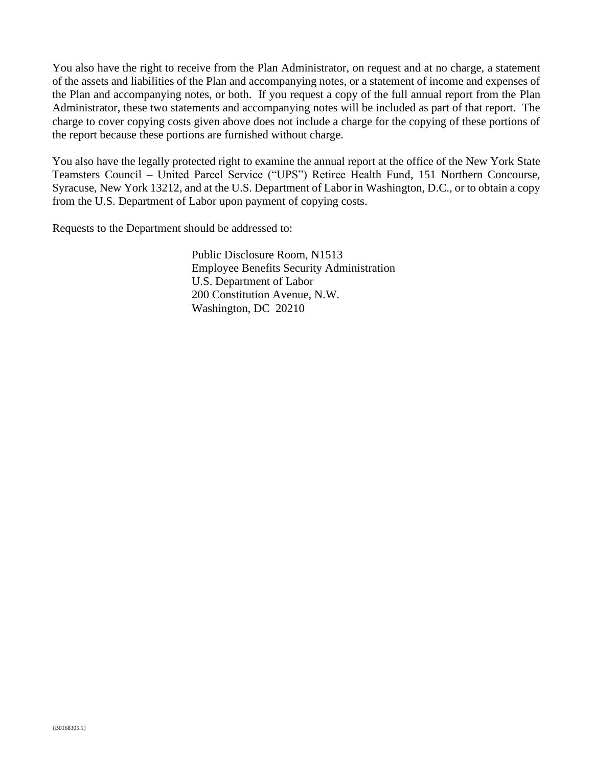You also have the right to receive from the Plan Administrator, on request and at no charge, a statement of the assets and liabilities of the Plan and accompanying notes, or a statement of income and expenses of the Plan and accompanying notes, or both. If you request a copy of the full annual report from the Plan Administrator, these two statements and accompanying notes will be included as part of that report. The charge to cover copying costs given above does not include a charge for the copying of these portions of the report because these portions are furnished without charge.

You also have the legally protected right to examine the annual report at the office of the New York State Teamsters Council – United Parcel Service ("UPS") Retiree Health Fund, 151 Northern Concourse, Syracuse, New York 13212, and at the U.S. Department of Labor in Washington, D.C., or to obtain a copy from the U.S. Department of Labor upon payment of copying costs.

Requests to the Department should be addressed to:

Public Disclosure Room, N1513
Employee Benefits Security Administration
U.S. Department of Labor
200 Constitution Avenue, N.W.
Washington, DC 20210

{B0168305.1}